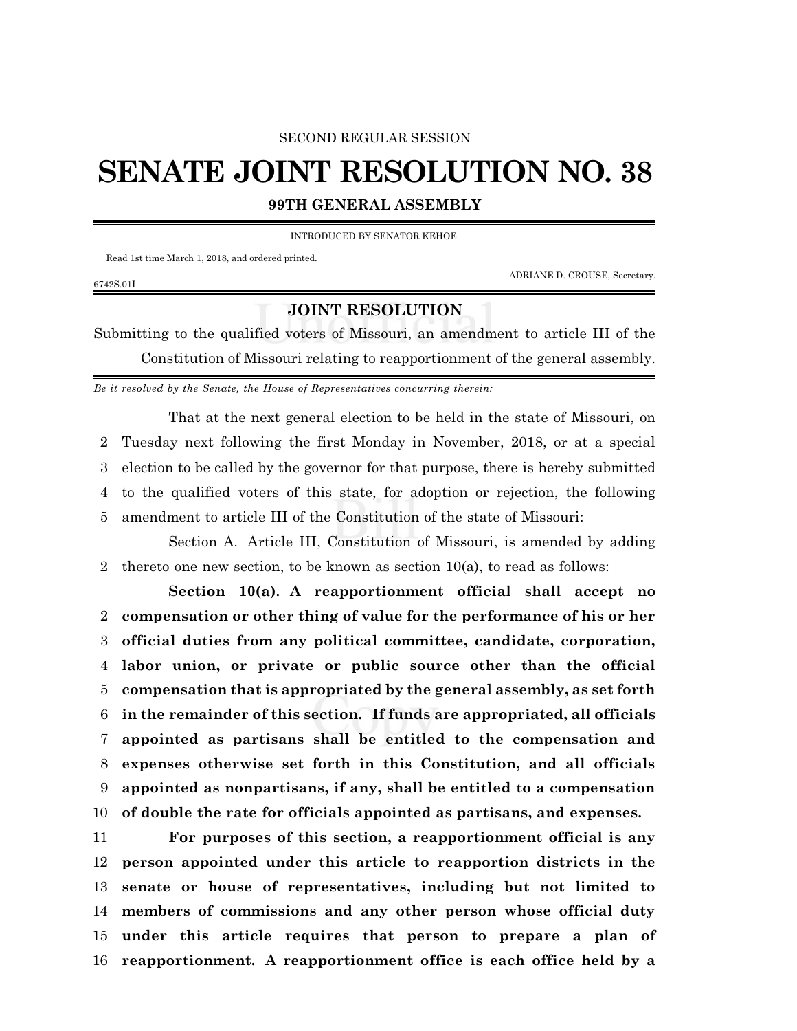SECOND REGULAR SESSION

# SENATE JOINT RESOLUTION NO. 38

## 99TH GENERAL ASSEMBLY

INTRODUCED BY SENATOR KEHOE.

Read 1st time March 1, 2018, and ordered printed.

ADRIANE D. CROUSE, Secretary.

6742S.01I

## JOINT RESOLUTION

Submitting to the qualified voters of Missouri, an amendment to article III of the Constitution of Missouri relating to reapportionment of the general assembly.

*Be it resolved by the Senate, the House of Representatives concurring therein:*

That at the next general election to be held in the state of Missouri, on Tuesday next following the first Monday in November, 2018, or at a special election to be called by the governor for that purpose, there is hereby submitted to the qualified voters of this state, for adoption or rejection, the following amendment to article III of the Constitution of the state of Missouri:

Section A. Article III, Constitution of Missouri, is amended by adding thereto one new section, to be known as section 10(a), to read as follows:

**Section 10(a). A reapportionment official shall accept no compensation or other thing of value for the performance of his or her official duties from any political committee, candidate, corporation, labor union, or private or public source other than the official compensation that is appropriated by the general assembly, as set forth in the remainder of this section. If funds are appropriated, all officials appointed as partisans shall be entitled to the compensation and expenses otherwise set forth in this Constitution, and all officials appointed as nonpartisans, if any, shall be entitled to a compensation of double the rate for officials appointed as partisans, and expenses.**

**For purposes of this section, a reapportionment official is any person appointed under this article to reapportion districts in the senate or house of representatives, including but not limited to members of commissions and any other person whose official duty under this article requires that person to prepare a plan of reapportionment. A reapportionment office is each office held by a**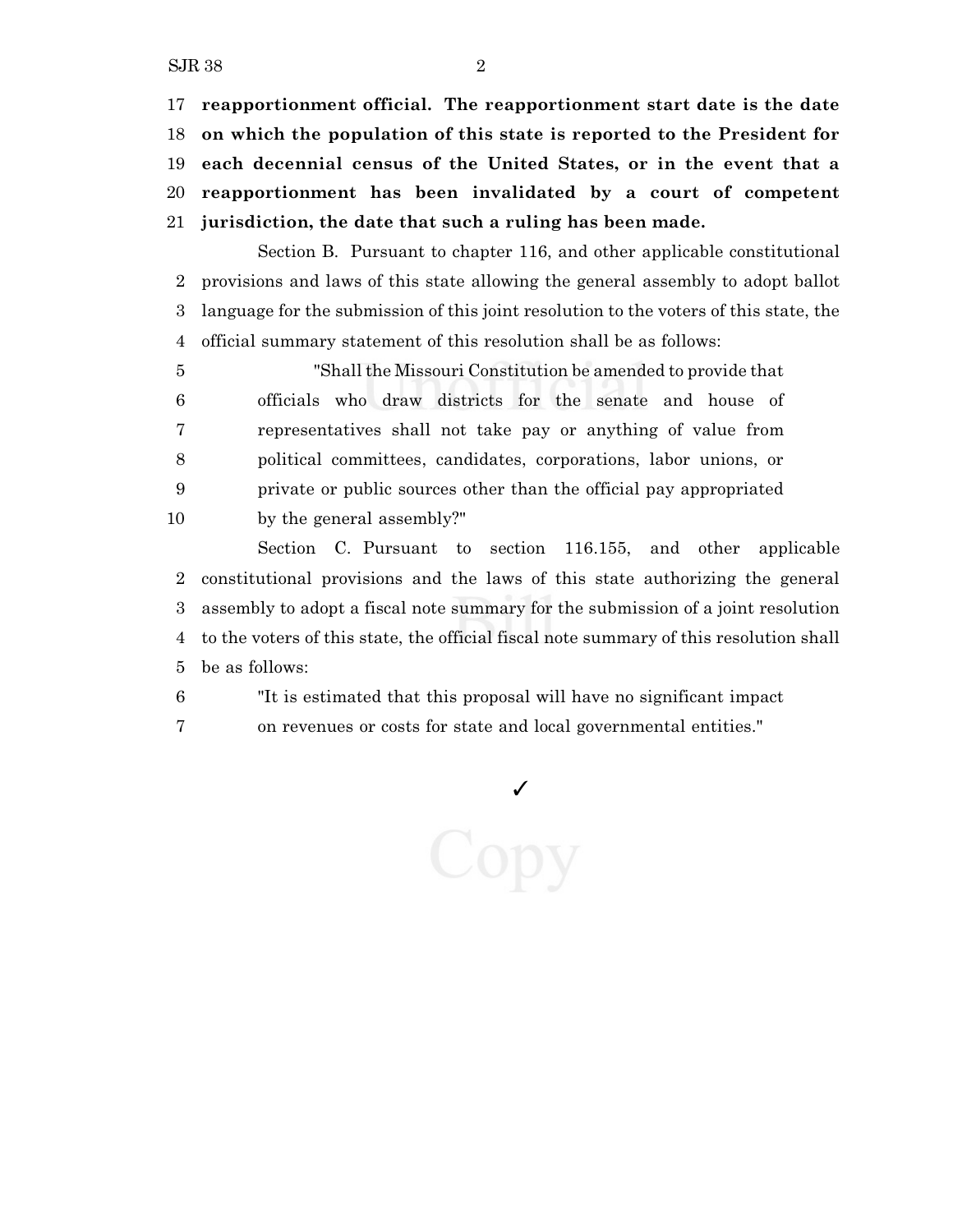**reapportionment official. The reapportionment start date is the date on which the population of this state is reported to the President for each decennial census of the United States, or in the event that a reapportionment has been invalidated by a court of competent jurisdiction, the date that such a ruling has been made.**

Section B. Pursuant to chapter 116, and other applicable constitutional provisions and laws of this state allowing the general assembly to adopt ballot language for the submission of this joint resolution to the voters of this state, the official summary statement of this resolution shall be as follows:

> "Shall the Missouri Constitution be amended to provide that officials who draw districts for the senate and house of representatives shall not take pay or anything of value from political committees, candidates, corporations, labor unions, or private or public sources other than the official pay appropriated by the general assembly?"

Section C. Pursuant to section 116.155, and other applicable constitutional provisions and the laws of this state authorizing the general assembly to adopt a fiscal note summary for the submission of a joint resolution to the voters of this state, the official fiscal note summary of this resolution shall be as follows:

> "It is estimated that this proposal will have no significant impact on revenues or costs for state and local governmental entities."

✓